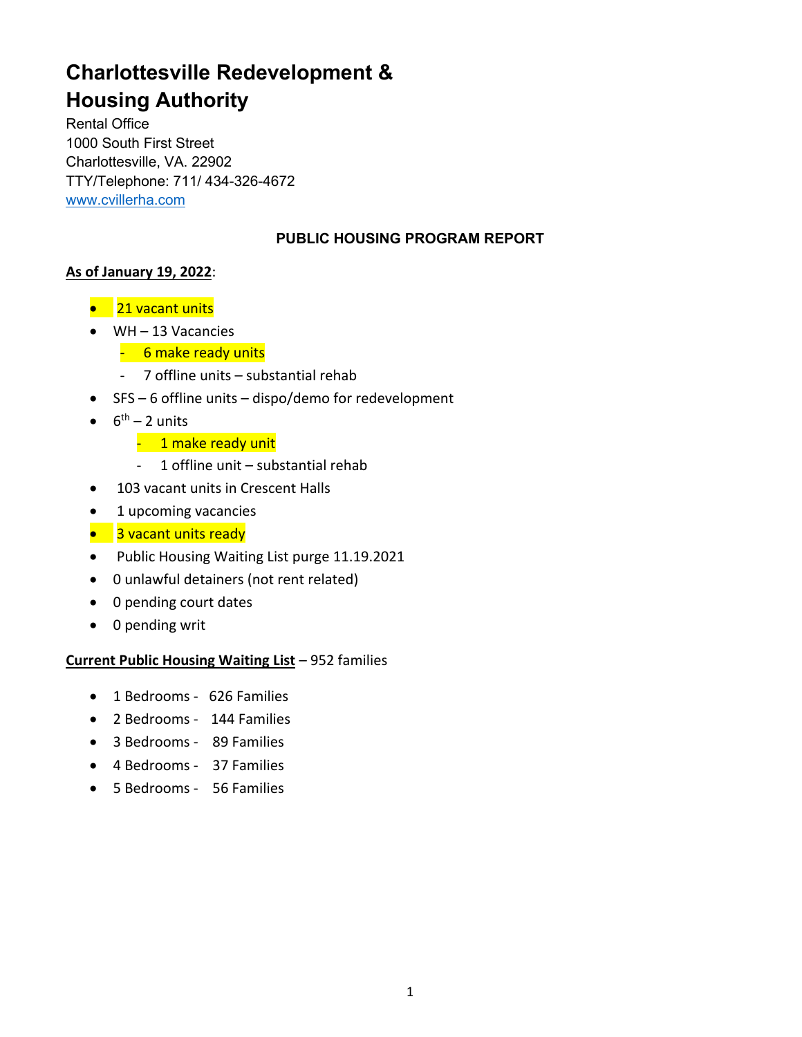# Charlottesville Redevelopment & Housing Authority

Rental Office
1000 South First Street
Charlottesville, VA. 22902
TTY/Telephone: 711/ 434-326-4672
www.cvillerha.com

## PUBLIC HOUSING PROGRAM REPORT

**As of January 19, 2022**:

- 21 vacant units
- WH – 13 Vacancies
  - 6 make ready units
  - 7 offline units – substantial rehab
- SFS – 6 offline units – dispo/demo for redevelopment
- 6th – 2 units
  - 1 make ready unit
  - 1 offline unit – substantial rehab
- 103 vacant units in Crescent Halls
- 1 upcoming vacancies
- 3 vacant units ready
- Public Housing Waiting List purge 11.19.2021
- 0 unlawful detainers (not rent related)
- 0 pending court dates
- 0 pending writ

**Current Public Housing Waiting List** – 952 families

- 1 Bedrooms - 626 Families
- 2 Bedrooms - 144 Families
- 3 Bedrooms - 89 Families
- 4 Bedrooms - 37 Families
- 5 Bedrooms - 56 Families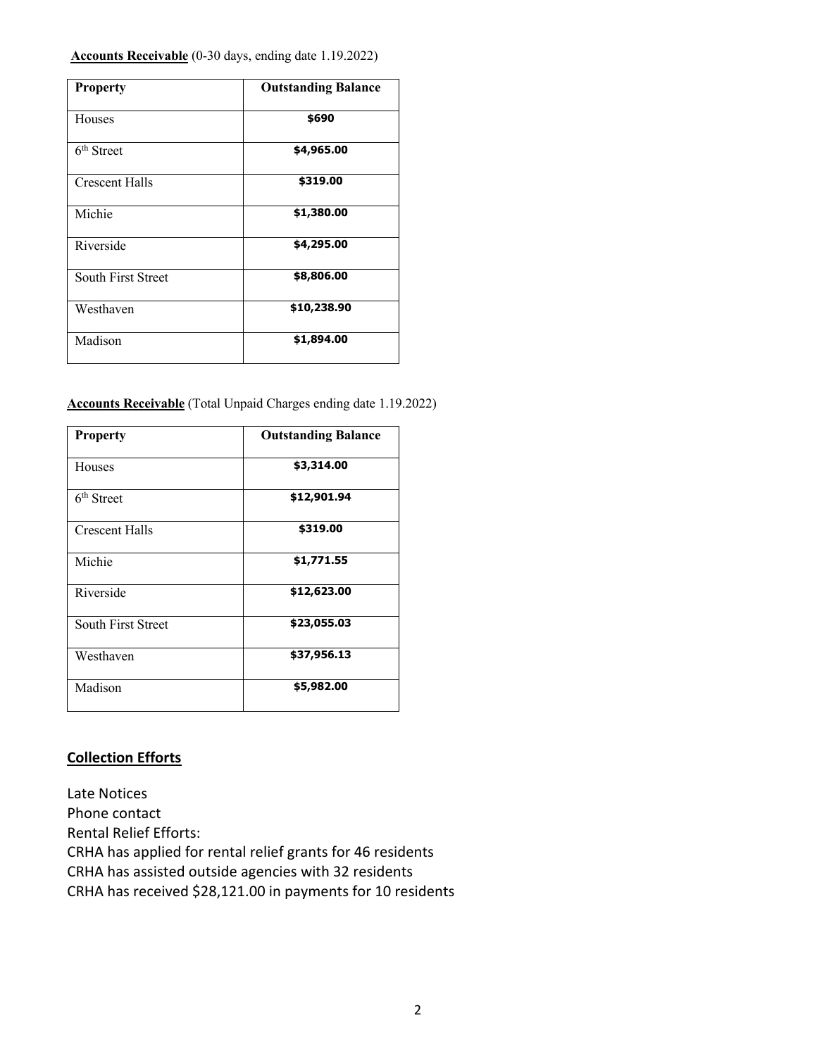**Accounts Receivable** (0-30 days, ending date 1.19.2022)

| Property | Outstanding Balance |
|---|---|
| Houses | **$690** |
| 6th Street | **$4,965.00** |
| Crescent Halls | **$319.00** |
| Michie | **$1,380.00** |
| Riverside | **$4,295.00** |
| South First Street | **$8,806.00** |
| Westhaven | **$10,238.90** |
| Madison | **$1,894.00** |

**Accounts Receivable** (Total Unpaid Charges ending date 1.19.2022)

| Property | Outstanding Balance |
|---|---|
| Houses | **$3,314.00** |
| 6th Street | **$12,901.94** |
| Crescent Halls | **$319.00** |
| Michie | **$1,771.55** |
| Riverside | **$12,623.00** |
| South First Street | **$23,055.03** |
| Westhaven | **$37,956.13** |
| Madison | **$5,982.00** |

## Collection Efforts

Late Notices
Phone contact
Rental Relief Efforts:
CRHA has applied for rental relief grants for 46 residents
CRHA has assisted outside agencies with 32 residents
CRHA has received $28,121.00 in payments for 10 residents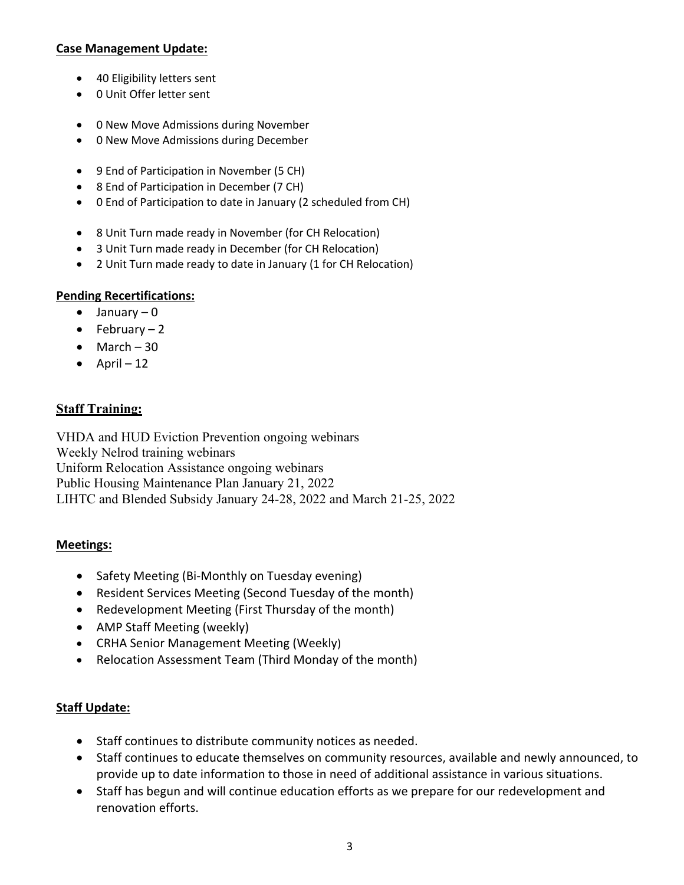**Case Management Update:**

- 40 Eligibility letters sent
- 0 Unit Offer letter sent

- 0 New Move Admissions during November
- 0 New Move Admissions during December

- 9 End of Participation in November (5 CH)
- 8 End of Participation in December (7 CH)
- 0 End of Participation to date in January (2 scheduled from CH)

- 8 Unit Turn made ready in November (for CH Relocation)
- 3 Unit Turn made ready in December (for CH Relocation)
- 2 Unit Turn made ready to date in January (1 for CH Relocation)

**Pending Recertifications:**

- January – 0
- February – 2
- March – 30
- April – 12

**Staff Training:**

VHDA and HUD Eviction Prevention ongoing webinars
Weekly Nelrod training webinars
Uniform Relocation Assistance ongoing webinars
Public Housing Maintenance Plan January 21, 2022
LIHTC and Blended Subsidy January 24-28, 2022 and March 21-25, 2022

**Meetings:**

- Safety Meeting (Bi-Monthly on Tuesday evening)
- Resident Services Meeting (Second Tuesday of the month)
- Redevelopment Meeting (First Thursday of the month)
- AMP Staff Meeting (weekly)
- CRHA Senior Management Meeting (Weekly)
- Relocation Assessment Team (Third Monday of the month)

**Staff Update:**

- Staff continues to distribute community notices as needed.
- Staff continues to educate themselves on community resources, available and newly announced, to provide up to date information to those in need of additional assistance in various situations.
- Staff has begun and will continue education efforts as we prepare for our redevelopment and renovation efforts.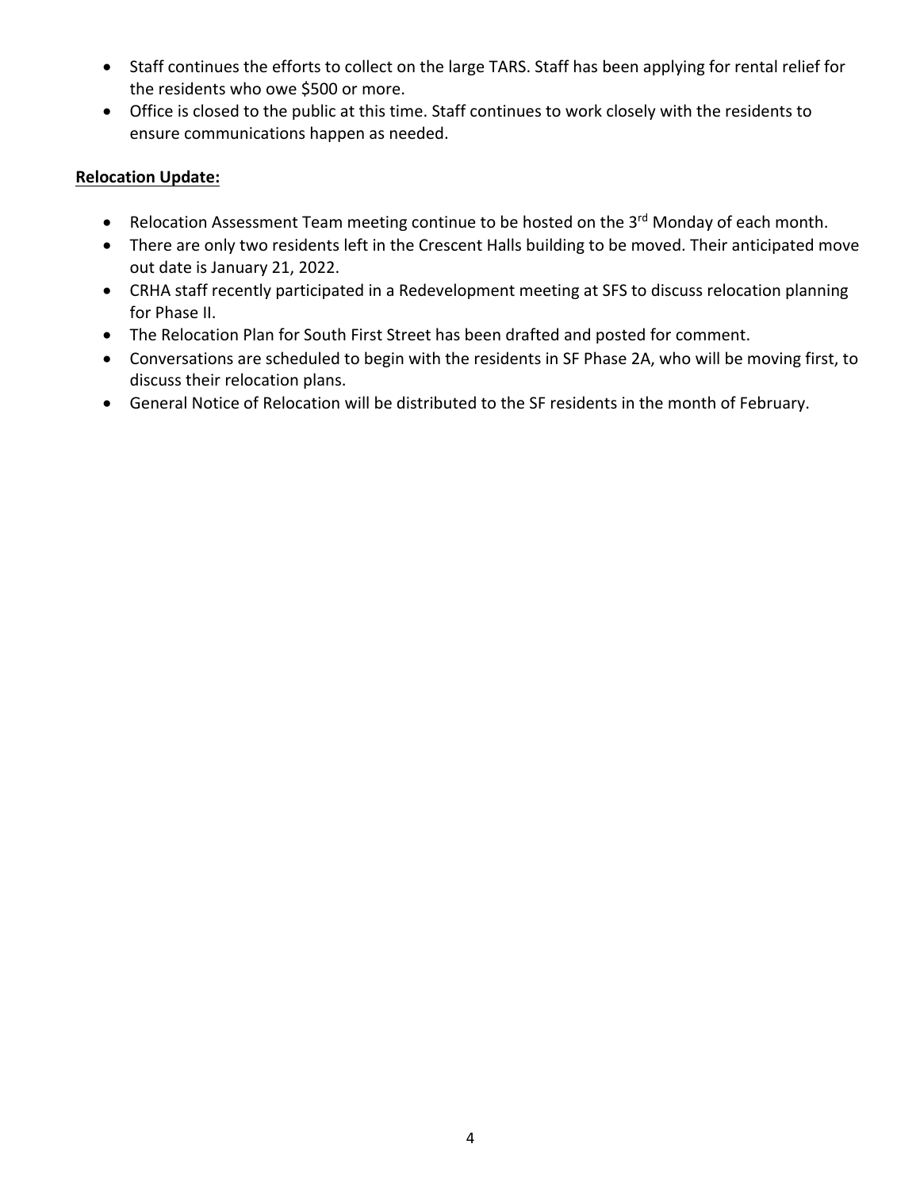- Staff continues the efforts to collect on the large TARS. Staff has been applying for rental relief for the residents who owe $500 or more.
- Office is closed to the public at this time. Staff continues to work closely with the residents to ensure communications happen as needed.

**Relocation Update:**

- Relocation Assessment Team meeting continue to be hosted on the 3rd Monday of each month.
- There are only two residents left in the Crescent Halls building to be moved. Their anticipated move out date is January 21, 2022.
- CRHA staff recently participated in a Redevelopment meeting at SFS to discuss relocation planning for Phase II.
- The Relocation Plan for South First Street has been drafted and posted for comment.
- Conversations are scheduled to begin with the residents in SF Phase 2A, who will be moving first, to discuss their relocation plans.
- General Notice of Relocation will be distributed to the SF residents in the month of February.